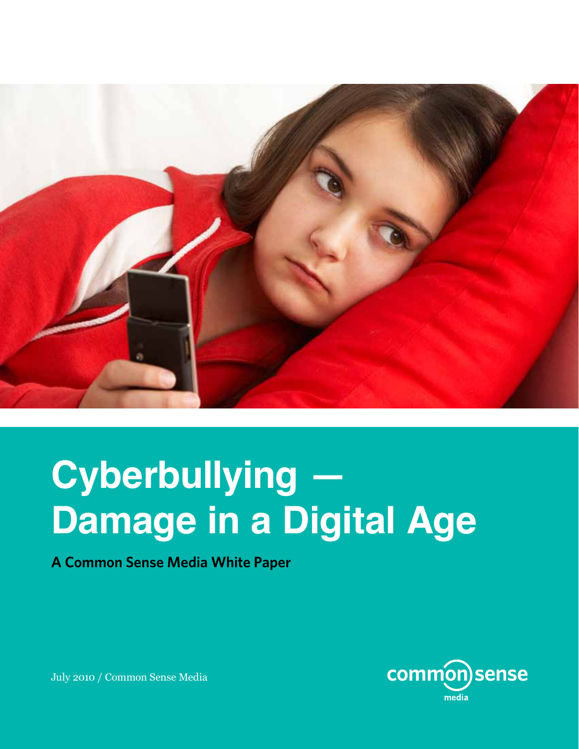# Cyberbullying — Damage in a Digital Age

**A Common Sense Media White Paper**

July 2010 / Common Sense Media

common sense media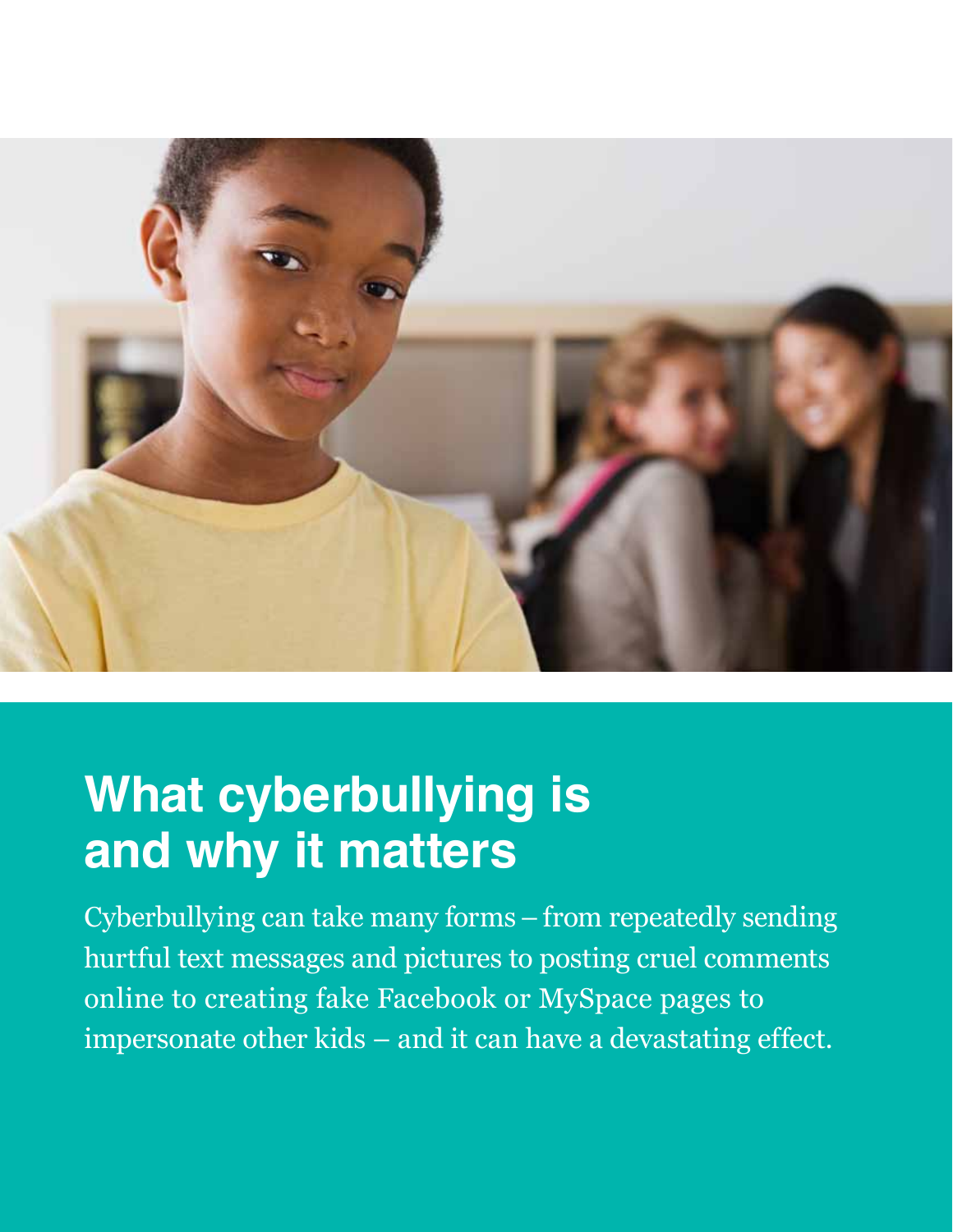# What cyberbullying is and why it matters

Cyberbullying can take many forms – from repeatedly sending hurtful text messages and pictures to posting cruel comments online to creating fake Facebook or MySpace pages to impersonate other kids – and it can have a devastating effect.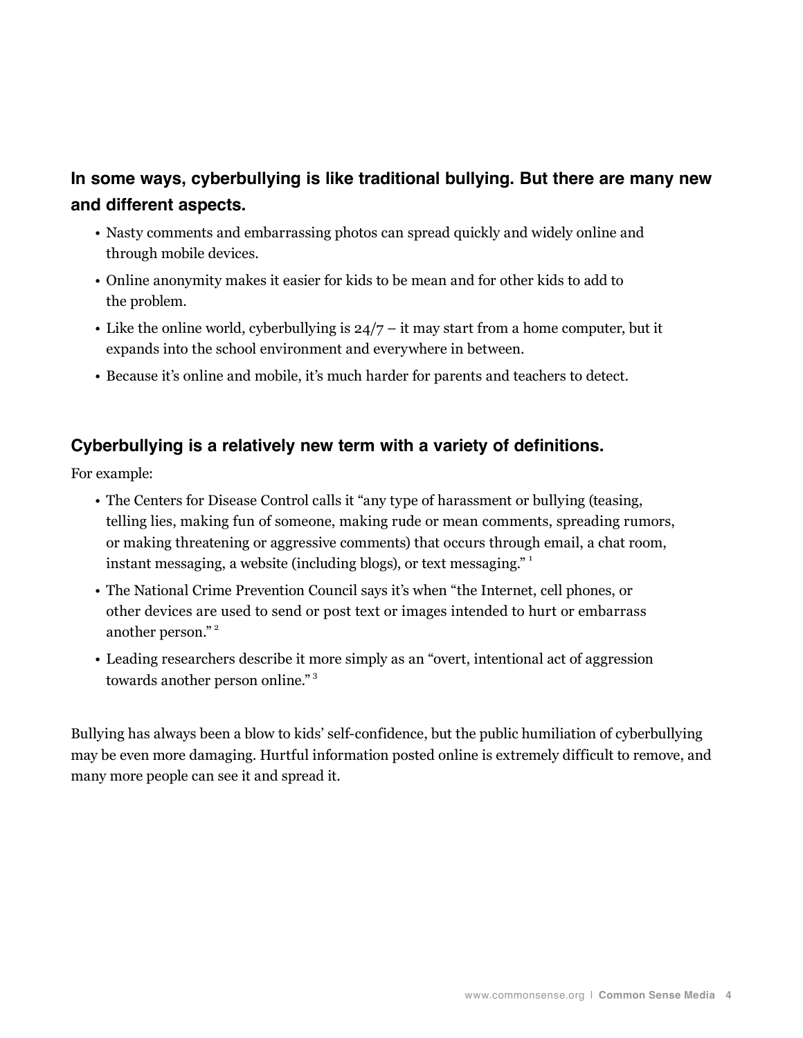## In some ways, cyberbullying is like traditional bullying. But there are many new and different aspects.

- Nasty comments and embarrassing photos can spread quickly and widely online and through mobile devices.
- Online anonymity makes it easier for kids to be mean and for other kids to add to the problem.
- Like the online world, cyberbullying is 24/7 – it may start from a home computer, but it expands into the school environment and everywhere in between.
- Because it's online and mobile, it's much harder for parents and teachers to detect.

## Cyberbullying is a relatively new term with a variety of definitions.

For example:

- The Centers for Disease Control calls it "any type of harassment or bullying (teasing, telling lies, making fun of someone, making rude or mean comments, spreading rumors, or making threatening or aggressive comments) that occurs through email, a chat room, instant messaging, a website (including blogs), or text messaging." [1]
- The National Crime Prevention Council says it's when "the Internet, cell phones, or other devices are used to send or post text or images intended to hurt or embarrass another person." [2]
- Leading researchers describe it more simply as an "overt, intentional act of aggression towards another person online." [3]

Bullying has always been a blow to kids' self-confidence, but the public humiliation of cyberbullying may be even more damaging. Hurtful information posted online is extremely difficult to remove, and many more people can see it and spread it.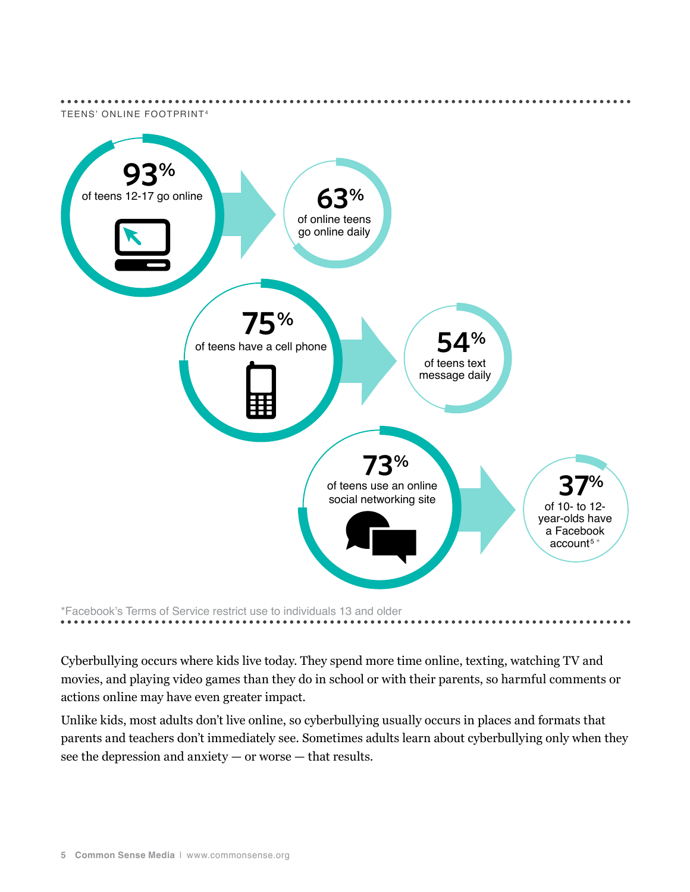TEENS' ONLINE FOOTPRINT[4]

**93%** of teens 12-17 go online

**63%** of online teens go online daily

**75%** of teens have a cell phone

**54%** of teens text message daily

**73%** of teens use an online social networking site

**37%** of 10- to 12-year-olds have a Facebook account[5] *

*Facebook's Terms of Service restrict use to individuals 13 and older

Cyberbullying occurs where kids live today. They spend more time online, texting, watching TV and movies, and playing video games than they do in school or with their parents, so harmful comments or actions online may have even greater impact.

Unlike kids, most adults don't live online, so cyberbullying usually occurs in places and formats that parents and teachers don't immediately see. Sometimes adults learn about cyberbullying only when they see the depression and anxiety — or worse — that results.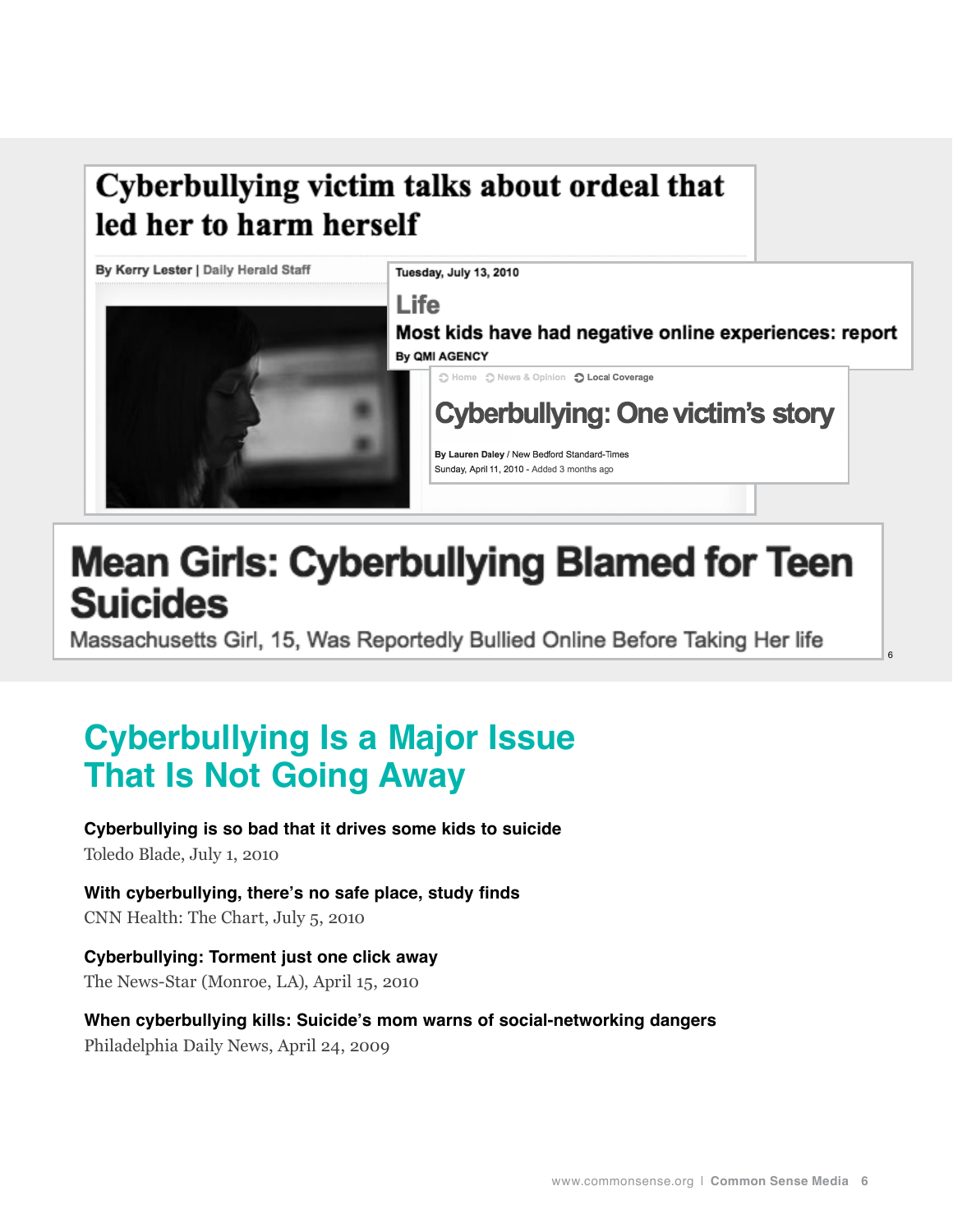Cyberbullying victim talks about ordeal that led her to harm herself

By Kerry Lester | Daily Herald Staff

Tuesday, July 13, 2010

Life

Most kids have had negative online experiences: report

By QMI AGENCY

Home News & Opinion Local Coverage

Cyberbullying: One victim's story

By Lauren Daley / New Bedford Standard-Times
Sunday, April 11, 2010 - Added 3 months ago

Mean Girls: Cyberbullying Blamed for Teen Suicides

Massachusetts Girl, 15, Was Reportedly Bullied Online Before Taking Her life

6

## Cyberbullying Is a Major Issue That Is Not Going Away

**Cyberbullying is so bad that it drives some kids to suicide**
Toledo Blade, July 1, 2010

**With cyberbullying, there's no safe place, study finds**
CNN Health: The Chart, July 5, 2010

**Cyberbullying: Torment just one click away**
The News-Star (Monroe, LA), April 15, 2010

**When cyberbullying kills: Suicide's mom warns of social-networking dangers**
Philadelphia Daily News, April 24, 2009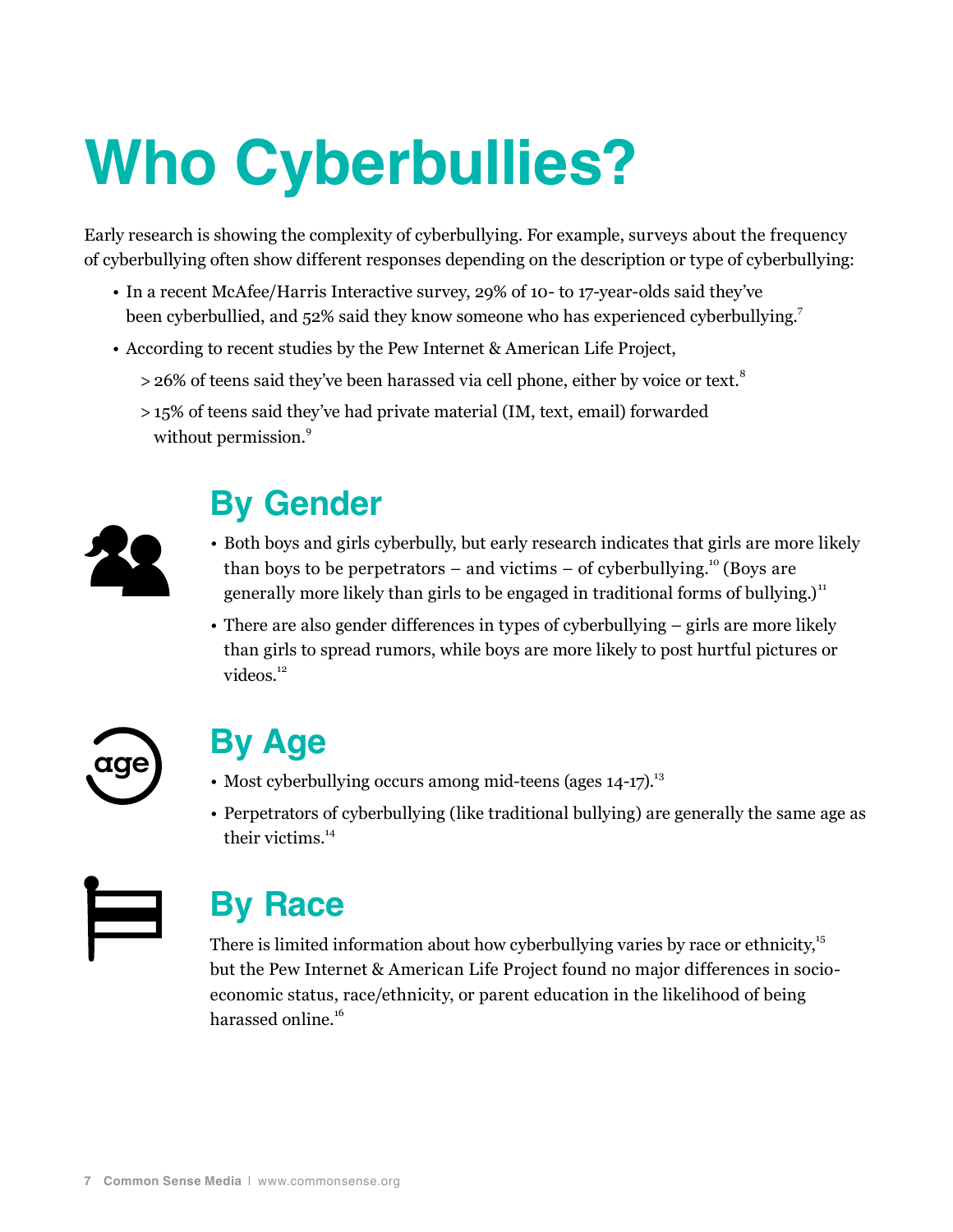# Who Cyberbullies?

Early research is showing the complexity of cyberbullying. For example, surveys about the frequency of cyberbullying often show different responses depending on the description or type of cyberbullying:

- In a recent McAfee/Harris Interactive survey, 29% of 10- to 17-year-olds said they've been cyberbullied, and 52% said they know someone who has experienced cyberbullying.[7]
- According to recent studies by the Pew Internet & American Life Project,
  > 26% of teens said they've been harassed via cell phone, either by voice or text.[8]
  > 15% of teens said they've had private material (IM, text, email) forwarded without permission.[9]

## By Gender

- Both boys and girls cyberbully, but early research indicates that girls are more likely than boys to be perpetrators – and victims – of cyberbullying.[10] (Boys are generally more likely than girls to be engaged in traditional forms of bullying.)[11]
- There are also gender differences in types of cyberbullying – girls are more likely than girls to spread rumors, while boys are more likely to post hurtful pictures or videos.[12]

## By Age

- Most cyberbullying occurs among mid-teens (ages 14-17).[13]
- Perpetrators of cyberbullying (like traditional bullying) are generally the same age as their victims.[14]

## By Race

There is limited information about how cyberbullying varies by race or ethnicity,[15] but the Pew Internet & American Life Project found no major differences in socio-economic status, race/ethnicity, or parent education in the likelihood of being harassed online.[16]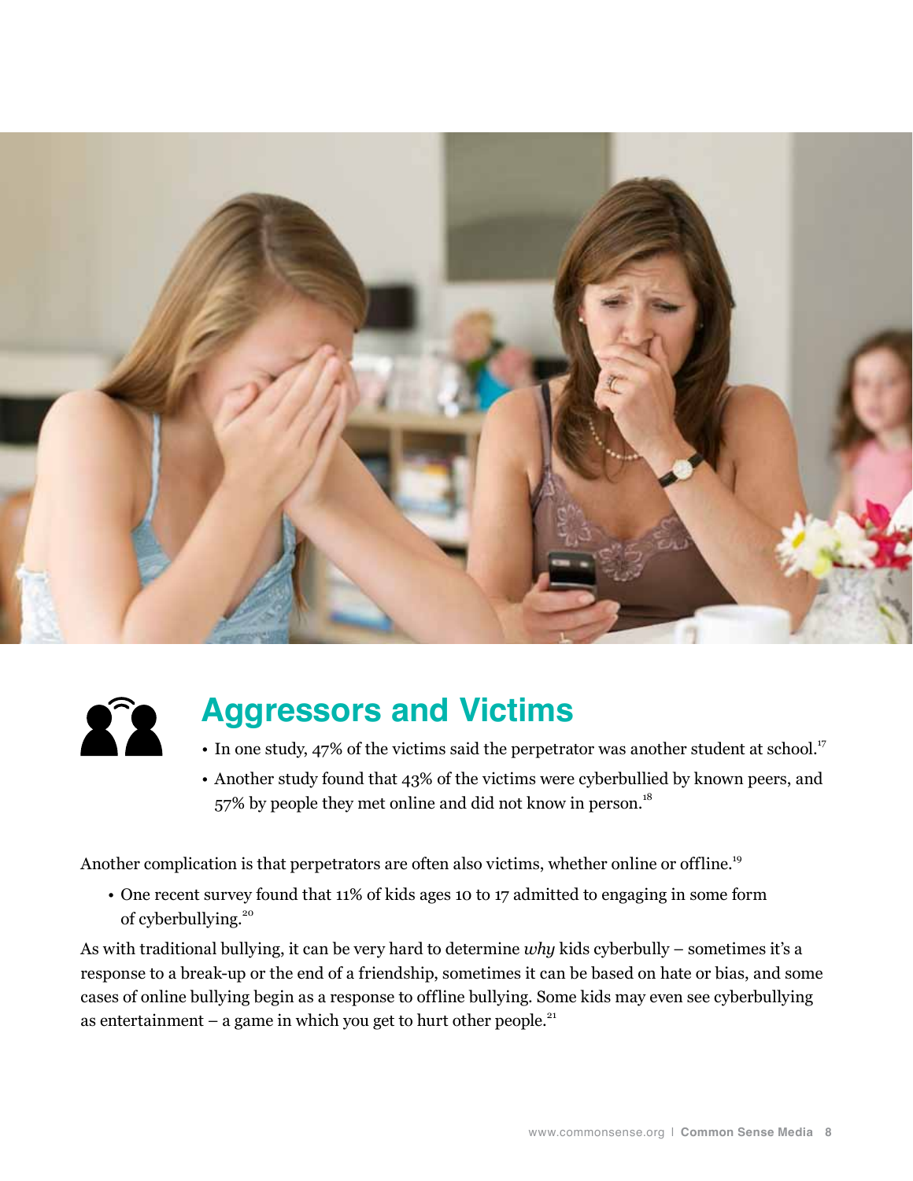## Aggressors and Victims

- In one study, 47% of the victims said the perpetrator was another student at school.[17]
- Another study found that 43% of the victims were cyberbullied by known peers, and 57% by people they met online and did not know in person.[18]

Another complication is that perpetrators are often also victims, whether online or offline.[19]

- One recent survey found that 11% of kids ages 10 to 17 admitted to engaging in some form of cyberbullying.[20]

As with traditional bullying, it can be very hard to determine *why* kids cyberbully – sometimes it's a response to a break-up or the end of a friendship, sometimes it can be based on hate or bias, and some cases of online bullying begin as a response to offline bullying. Some kids may even see cyberbullying as entertainment – a game in which you get to hurt other people.[21]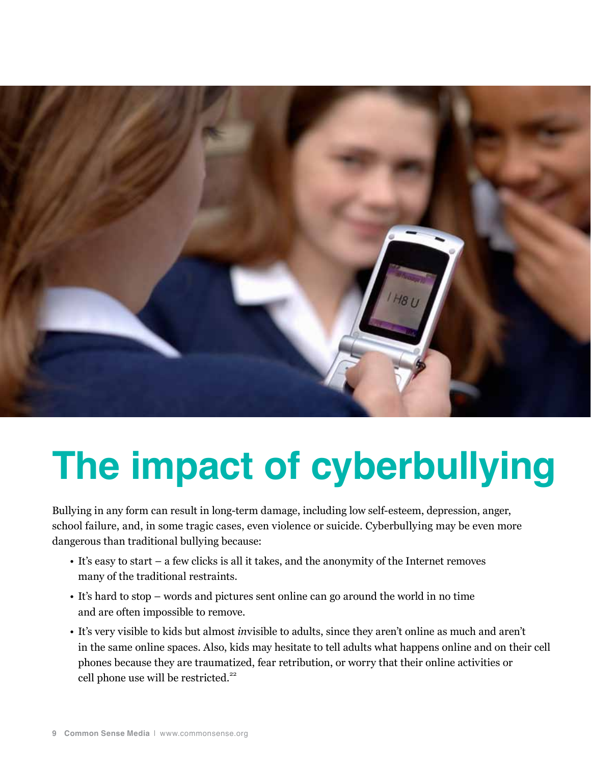# The impact of cyberbullying

Bullying in any form can result in long-term damage, including low self-esteem, depression, anger, school failure, and, in some tragic cases, even violence or suicide. Cyberbullying may be even more dangerous than traditional bullying because:

- It's easy to start – a few clicks is all it takes, and the anonymity of the Internet removes many of the traditional restraints.
- It's hard to stop – words and pictures sent online can go around the world in no time and are often impossible to remove.
- It's very visible to kids but almost *in*visible to adults, since they aren't online as much and aren't in the same online spaces. Also, kids may hesitate to tell adults what happens online and on their cell phones because they are traumatized, fear retribution, or worry that their online activities or cell phone use will be restricted.[22]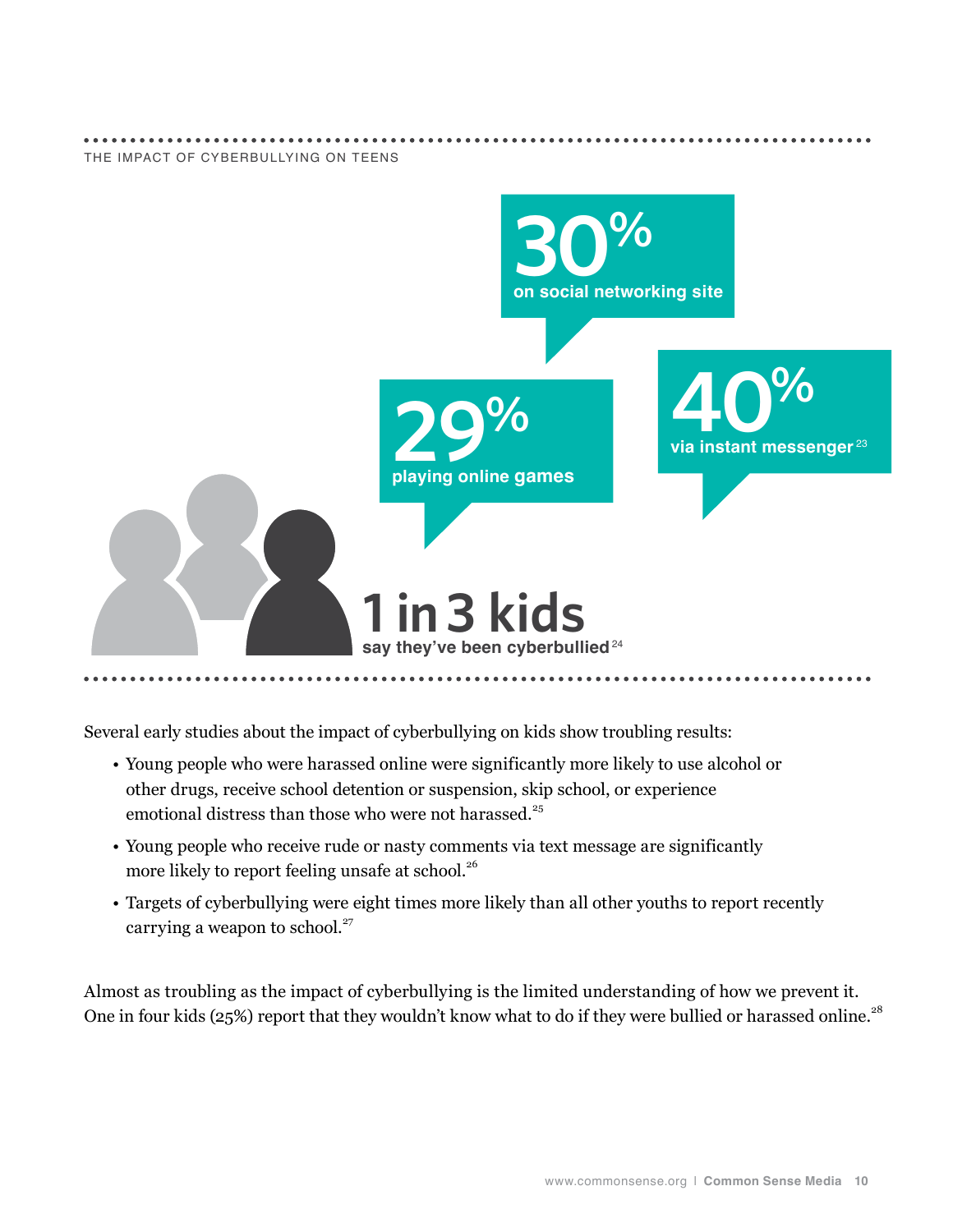THE IMPACT OF CYBERBULLYING ON TEENS

**30%** on social networking site

**29%** playing online games

**40%** via instant messenger[23]

**1 in 3 kids** say they've been cyberbullied[24]

Several early studies about the impact of cyberbullying on kids show troubling results:

- Young people who were harassed online were significantly more likely to use alcohol or other drugs, receive school detention or suspension, skip school, or experience emotional distress than those who were not harassed.[25]
- Young people who receive rude or nasty comments via text message are significantly more likely to report feeling unsafe at school.[26]
- Targets of cyberbullying were eight times more likely than all other youths to report recently carrying a weapon to school.[27]

Almost as troubling as the impact of cyberbullying is the limited understanding of how we prevent it. One in four kids (25%) report that they wouldn't know what to do if they were bullied or harassed online.[28]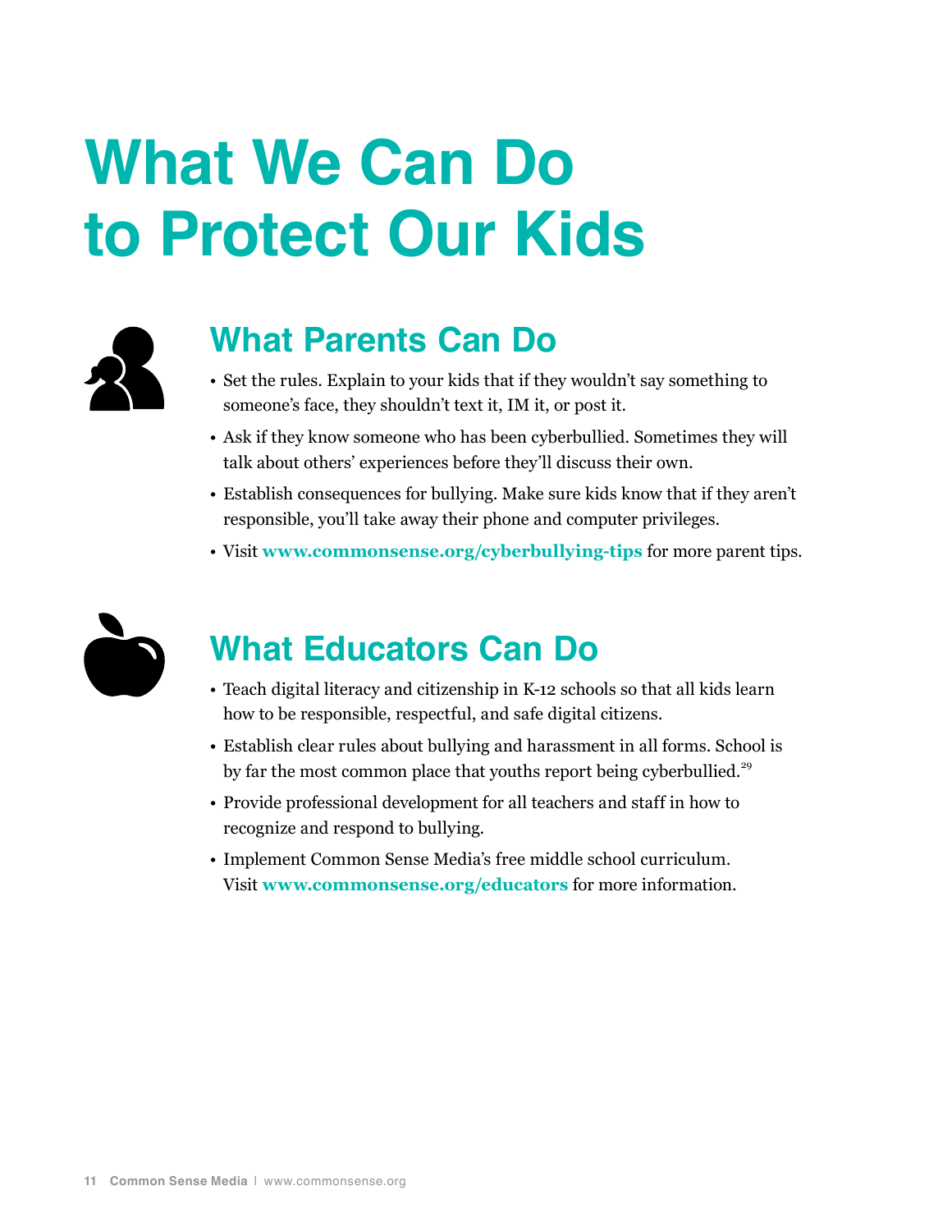# What We Can Do to Protect Our Kids

## What Parents Can Do

- Set the rules. Explain to your kids that if they wouldn't say something to someone's face, they shouldn't text it, IM it, or post it.
- Ask if they know someone who has been cyberbullied. Sometimes they will talk about others' experiences before they'll discuss their own.
- Establish consequences for bullying. Make sure kids know that if they aren't responsible, you'll take away their phone and computer privileges.
- Visit **www.commonsense.org/cyberbullying-tips** for more parent tips.

## What Educators Can Do

- Teach digital literacy and citizenship in K-12 schools so that all kids learn how to be responsible, respectful, and safe digital citizens.
- Establish clear rules about bullying and harassment in all forms. School is by far the most common place that youths report being cyberbullied.[29]
- Provide professional development for all teachers and staff in how to recognize and respond to bullying.
- Implement Common Sense Media's free middle school curriculum. Visit **www.commonsense.org/educators** for more information.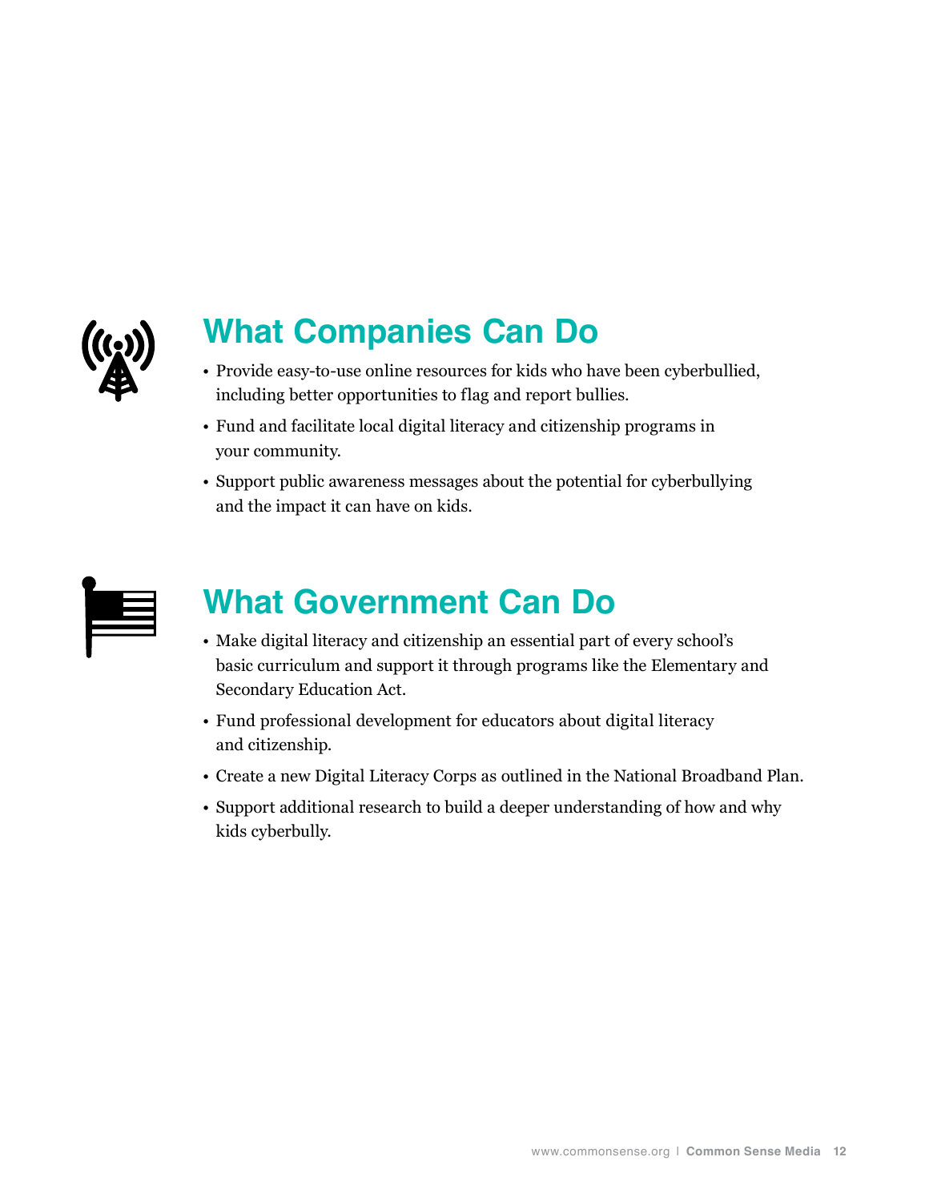## What Companies Can Do

- Provide easy-to-use online resources for kids who have been cyberbullied, including better opportunities to flag and report bullies.
- Fund and facilitate local digital literacy and citizenship programs in your community.
- Support public awareness messages about the potential for cyberbullying and the impact it can have on kids.

## What Government Can Do

- Make digital literacy and citizenship an essential part of every school's basic curriculum and support it through programs like the Elementary and Secondary Education Act.
- Fund professional development for educators about digital literacy and citizenship.
- Create a new Digital Literacy Corps as outlined in the National Broadband Plan.
- Support additional research to build a deeper understanding of how and why kids cyberbully.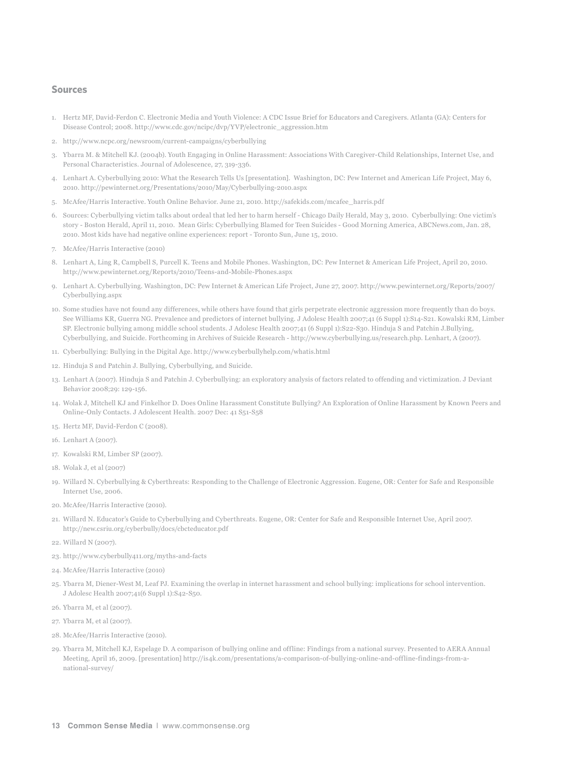## Sources

1. Hertz MF, David-Ferdon C. Electronic Media and Youth Violence: A CDC Issue Brief for Educators and Caregivers. Atlanta (GA): Centers for Disease Control; 2008. http://www.cdc.gov/ncipc/dvp/YVP/electronic_aggression.htm
2. http://www.ncpc.org/newsroom/current-campaigns/cyberbullying
3. Ybarra M. & Mitchell KJ. (2004b). Youth Engaging in Online Harassment: Associations With Caregiver-Child Relationships, Internet Use, and Personal Characteristics. Journal of Adolescence, 27, 319-336.
4. Lenhart A. Cyberbullying 2010: What the Research Tells Us [presentation]. Washington, DC: Pew Internet and American Life Project, May 6, 2010. http://pewinternet.org/Presentations/2010/May/Cyberbullying-2010.aspx
5. McAfee/Harris Interactive. Youth Online Behavior. June 21, 2010. http://safekids.com/mcafee_harris.pdf
6. Sources: Cyberbullying victim talks about ordeal that led her to harm herself - Chicago Daily Herald, May 3, 2010. Cyberbullying: One victim's story - Boston Herald, April 11, 2010. Mean Girls: Cyberbullying Blamed for Teen Suicides - Good Morning America, ABCNews.com, Jan. 28, 2010. Most kids have had negative online experiences: report - Toronto Sun, June 15, 2010.
7. McAfee/Harris Interactive (2010)
8. Lenhart A, Ling R, Campbell S, Purcell K. Teens and Mobile Phones. Washington, DC: Pew Internet & American Life Project, April 20, 2010. http://www.pewinternet.org/Reports/2010/Teens-and-Mobile-Phones.aspx
9. Lenhart A. Cyberbullying. Washington, DC: Pew Internet & American Life Project, June 27, 2007. http://www.pewinternet.org/Reports/2007/Cyberbullying.aspx
10. Some studies have not found any differences, while others have found that girls perpetrate electronic aggression more frequently than do boys. See Williams KR, Guerra NG. Prevalence and predictors of internet bullying. J Adolesc Health 2007;41 (6 Suppl 1):S14-S21. Kowalski RM, Limber SP. Electronic bullying among middle school students. J Adolesc Health 2007;41 (6 Suppl 1):S22-S30. Hinduja S and Patchin J.Bullying, Cyberbullying, and Suicide. Forthcoming in Archives of Suicide Research - http://www.cyberbullying.us/research.php. Lenhart, A (2007).
11. Cyberbullying: Bullying in the Digital Age. http://www.cyberbullyhelp.com/whatis.html
12. Hinduja S and Patchin J. Bullying, Cyberbullying, and Suicide.
13. Lenhart A (2007). Hinduja S and Patchin J. Cyberbullying: an exploratory analysis of factors related to offending and victimization. J Deviant Behavior 2008;29: 129-156.
14. Wolak J, Mitchell KJ and Finkelhor D. Does Online Harassment Constitute Bullying? An Exploration of Online Harassment by Known Peers and Online-Only Contacts. J Adolescent Health. 2007 Dec: 41 S51-S58
15. Hertz MF, David-Ferdon C (2008).
16. Lenhart A (2007).
17. Kowalski RM, Limber SP (2007).
18. Wolak J, et al (2007)
19. Willard N. Cyberbullying & Cyberthreats: Responding to the Challenge of Electronic Aggression. Eugene, OR: Center for Safe and Responsible Internet Use, 2006.
20. McAfee/Harris Interactive (2010).
21. Willard N. Educator's Guide to Cyberbullying and Cyberthreats. Eugene, OR: Center for Safe and Responsible Internet Use, April 2007. http://new.csriu.org/cyberbully/docs/cbcteducator.pdf
22. Willard N (2007).
23. http://www.cyberbully411.org/myths-and-facts
24. McAfee/Harris Interactive (2010)
25. Ybarra M, Diener-West M, Leaf PJ. Examining the overlap in internet harassment and school bullying: implications for school intervention. J Adolesc Health 2007;41(6 Suppl 1):S42-S50.
26. Ybarra M, et al (2007).
27. Ybarra M, et al (2007).
28. McAfee/Harris Interactive (2010).
29. Ybarra M, Mitchell KJ, Espelage D. A comparison of bullying online and offline: Findings from a national survey. Presented to AERA Annual Meeting, April 16, 2009. [presentation] http://is4k.com/presentations/a-comparison-of-bullying-online-and-offline-findings-from-a-national-survey/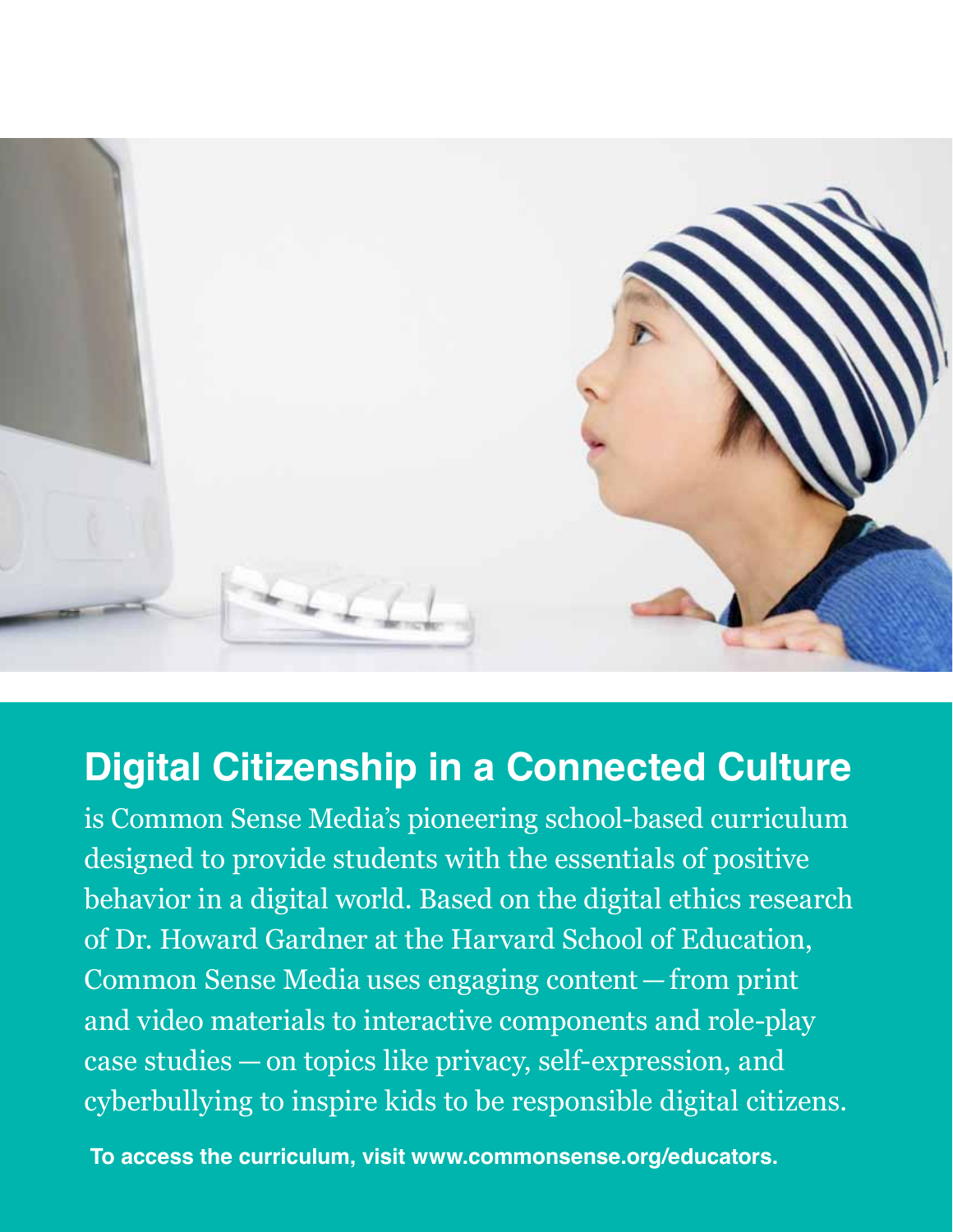## Digital Citizenship in a Connected Culture

is Common Sense Media's pioneering school-based curriculum designed to provide students with the essentials of positive behavior in a digital world. Based on the digital ethics research of Dr. Howard Gardner at the Harvard School of Education, Common Sense Media uses engaging content — from print and video materials to interactive components and role-play case studies — on topics like privacy, self-expression, and cyberbullying to inspire kids to be responsible digital citizens.

**To access the curriculum, visit www.commonsense.org/educators.**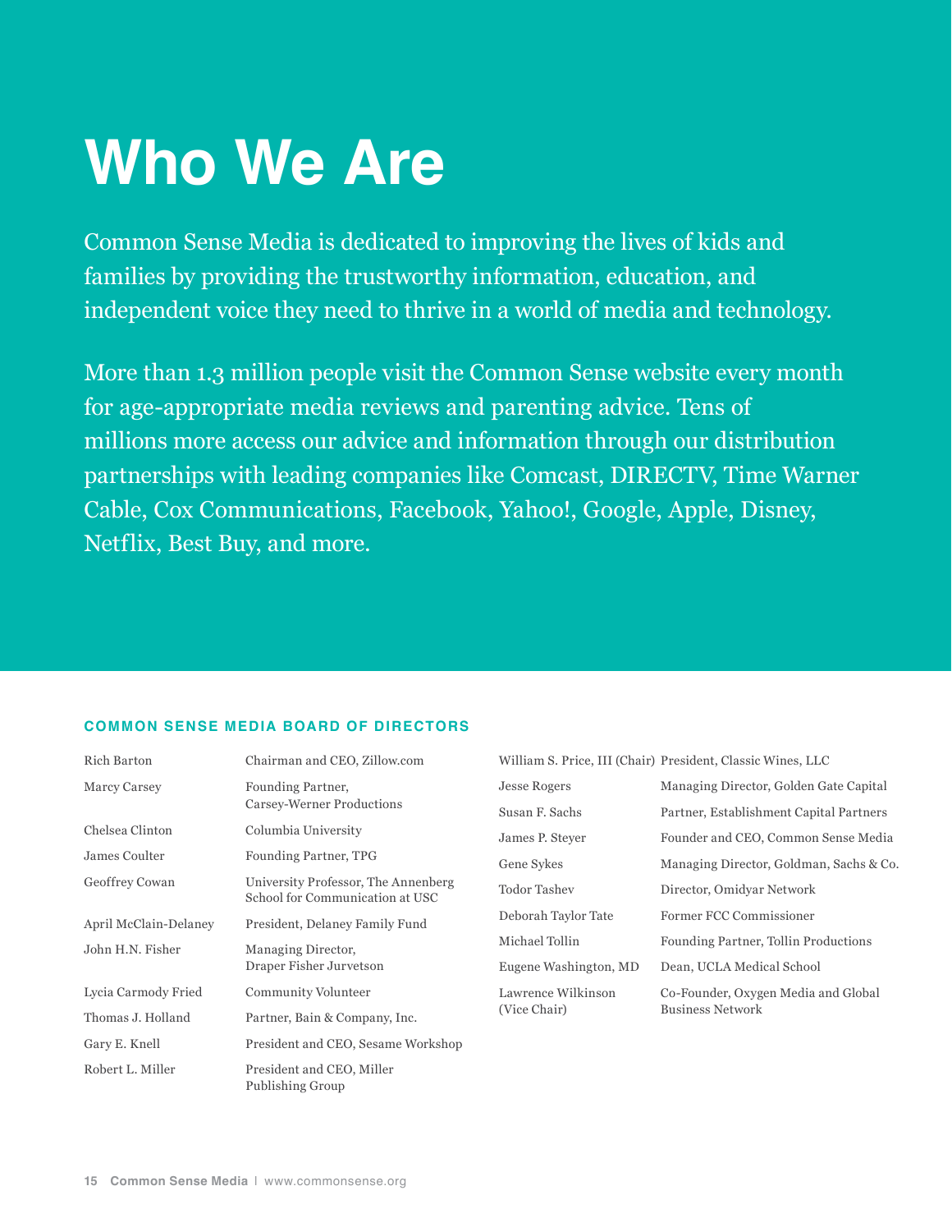# Who We Are

Common Sense Media is dedicated to improving the lives of kids and families by providing the trustworthy information, education, and independent voice they need to thrive in a world of media and technology.

More than 1.3 million people visit the Common Sense website every month for age-appropriate media reviews and parenting advice. Tens of millions more access our advice and information through our distribution partnerships with leading companies like Comcast, DIRECTV, Time Warner Cable, Cox Communications, Facebook, Yahoo!, Google, Apple, Disney, Netflix, Best Buy, and more.

## COMMON SENSE MEDIA BOARD OF DIRECTORS

| Name | Title |
|---|---|
| Rich Barton | Chairman and CEO, Zillow.com |
| Marcy Carsey | Founding Partner, Carsey-Werner Productions |
| Chelsea Clinton | Columbia University |
| James Coulter | Founding Partner, TPG |
| Geoffrey Cowan | University Professor, The Annenberg School for Communication at USC |
| April McClain-Delaney | President, Delaney Family Fund |
| John H.N. Fisher | Managing Director, Draper Fisher Jurvetson |
| Lycia Carmody Fried | Community Volunteer |
| Thomas J. Holland | Partner, Bain & Company, Inc. |
| Gary E. Knell | President and CEO, Sesame Workshop |
| Robert L. Miller | President and CEO, Miller Publishing Group |
| William S. Price, III (Chair) | President, Classic Wines, LLC |
| Jesse Rogers | Managing Director, Golden Gate Capital |
| Susan F. Sachs | Partner, Establishment Capital Partners |
| James P. Steyer | Founder and CEO, Common Sense Media |
| Gene Sykes | Managing Director, Goldman, Sachs & Co. |
| Todor Tashev | Director, Omidyar Network |
| Deborah Taylor Tate | Former FCC Commissioner |
| Michael Tollin | Founding Partner, Tollin Productions |
| Eugene Washington, MD | Dean, UCLA Medical School |
| Lawrence Wilkinson (Vice Chair) | Co-Founder, Oxygen Media and Global Business Network |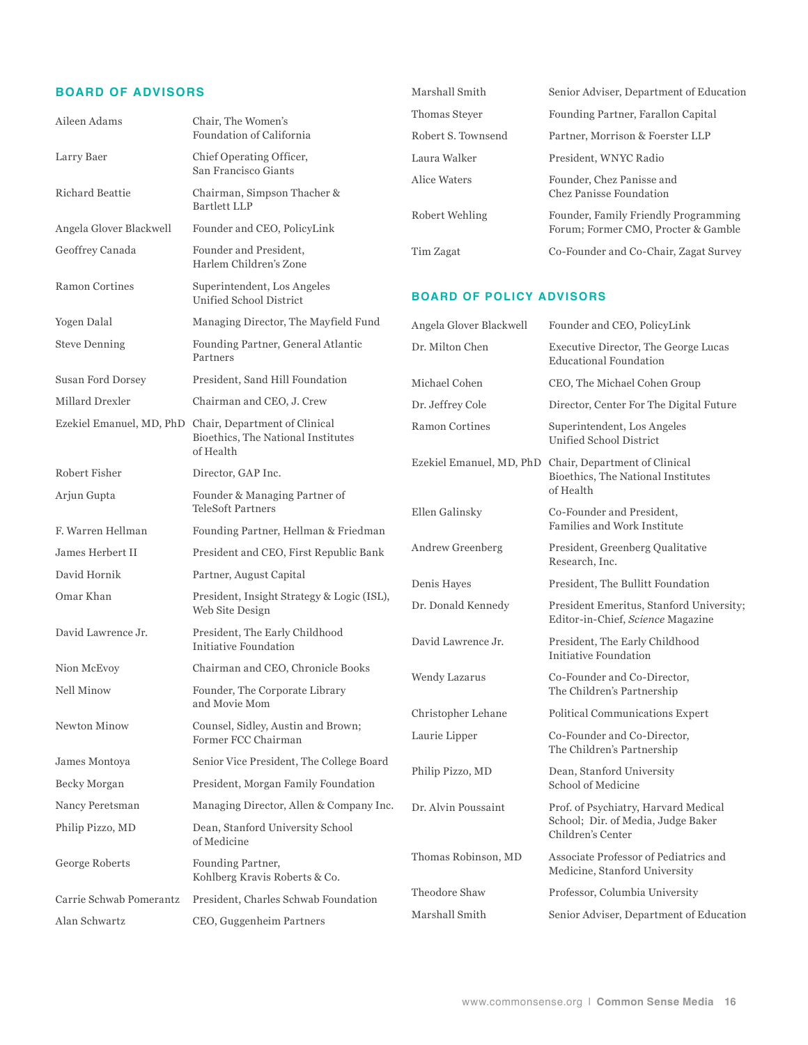## BOARD OF ADVISORS

| | |
|---|---|
| Aileen Adams | Chair, The Women's Foundation of California |
| Larry Baer | Chief Operating Officer, San Francisco Giants |
| Richard Beattie | Chairman, Simpson Thacher & Bartlett LLP |
| Angela Glover Blackwell | Founder and CEO, PolicyLink |
| Geoffrey Canada | Founder and President, Harlem Children's Zone |
| Ramon Cortines | Superintendent, Los Angeles Unified School District |
| Yogen Dalal | Managing Director, The Mayfield Fund |
| Steve Denning | Founding Partner, General Atlantic Partners |
| Susan Ford Dorsey | President, Sand Hill Foundation |
| Millard Drexler | Chairman and CEO, J. Crew |
| Ezekiel Emanuel, MD, PhD | Chair, Department of Clinical Bioethics, The National Institutes of Health |
| Robert Fisher | Director, GAP Inc. |
| Arjun Gupta | Founder & Managing Partner of TeleSoft Partners |
| F. Warren Hellman | Founding Partner, Hellman & Friedman |
| James Herbert II | President and CEO, First Republic Bank |
| David Hornik | Partner, August Capital |
| Omar Khan | President, Insight Strategy & Logic (ISL), Web Site Design |
| David Lawrence Jr. | President, The Early Childhood Initiative Foundation |
| Nion McEvoy | Chairman and CEO, Chronicle Books |
| Nell Minow | Founder, The Corporate Library and Movie Mom |
| Newton Minow | Counsel, Sidley, Austin and Brown; Former FCC Chairman |
| James Montoya | Senior Vice President, The College Board |
| Becky Morgan | President, Morgan Family Foundation |
| Nancy Peretsman | Managing Director, Allen & Company Inc. |
| Philip Pizzo, MD | Dean, Stanford University School of Medicine |
| George Roberts | Founding Partner, Kohlberg Kravis Roberts & Co. |
| Carrie Schwab Pomerantz | President, Charles Schwab Foundation |
| Alan Schwartz | CEO, Guggenheim Partners |
| Marshall Smith | Senior Adviser, Department of Education |
| Thomas Steyer | Founding Partner, Farallon Capital |
| Robert S. Townsend | Partner, Morrison & Foerster LLP |
| Laura Walker | President, WNYC Radio |
| Alice Waters | Founder, Chez Panisse and Chez Panisse Foundation |
| Robert Wehling | Founder, Family Friendly Programming Forum; Former CMO, Procter & Gamble |
| Tim Zagat | Co-Founder and Co-Chair, Zagat Survey |

## BOARD OF POLICY ADVISORS

| | |
|---|---|
| Angela Glover Blackwell | Founder and CEO, PolicyLink |
| Dr. Milton Chen | Executive Director, The George Lucas Educational Foundation |
| Michael Cohen | CEO, The Michael Cohen Group |
| Dr. Jeffrey Cole | Director, Center For The Digital Future |
| Ramon Cortines | Superintendent, Los Angeles Unified School District |
| Ezekiel Emanuel, MD, PhD | Chair, Department of Clinical Bioethics, The National Institutes of Health |
| Ellen Galinsky | Co-Founder and President, Families and Work Institute |
| Andrew Greenberg | President, Greenberg Qualitative Research, Inc. |
| Denis Hayes | President, The Bullitt Foundation |
| Dr. Donald Kennedy | President Emeritus, Stanford University; Editor-in-Chief, *Science* Magazine |
| David Lawrence Jr. | President, The Early Childhood Initiative Foundation |
| Wendy Lazarus | Co-Founder and Co-Director, The Children's Partnership |
| Christopher Lehane | Political Communications Expert |
| Laurie Lipper | Co-Founder and Co-Director, The Children's Partnership |
| Philip Pizzo, MD | Dean, Stanford University School of Medicine |
| Dr. Alvin Poussaint | Prof. of Psychiatry, Harvard Medical School; Dir. of Media, Judge Baker Children's Center |
| Thomas Robinson, MD | Associate Professor of Pediatrics and Medicine, Stanford University |
| Theodore Shaw | Professor, Columbia University |
| Marshall Smith | Senior Adviser, Department of Education |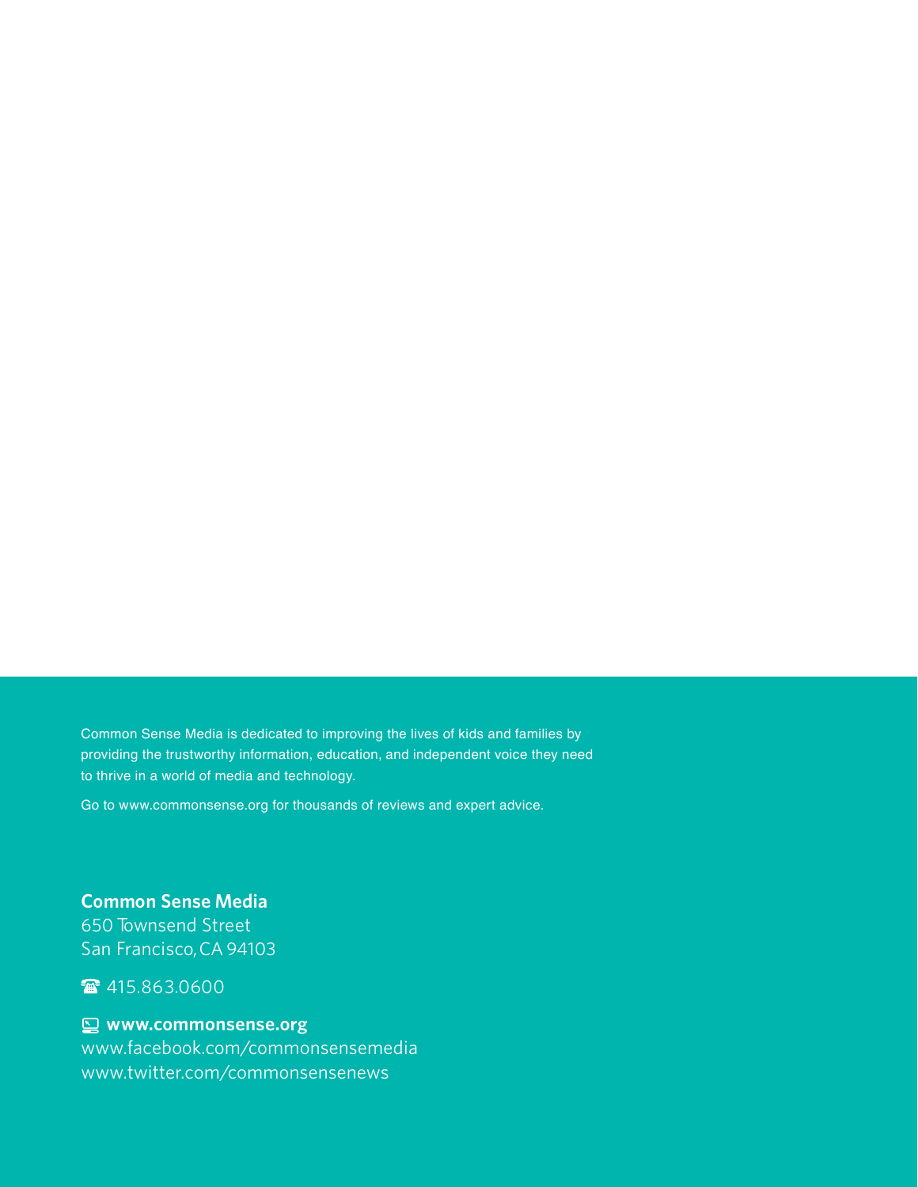Common Sense Media is dedicated to improving the lives of kids and families by providing the trustworthy information, education, and independent voice they need to thrive in a world of media and technology.

Go to www.commonsense.org for thousands of reviews and expert advice.

**Common Sense Media**
650 Townsend Street
San Francisco, CA 94103

☎ 415.863.0600

**www.commonsense.org**
www.facebook.com/commonsensemedia
www.twitter.com/commonsensenews